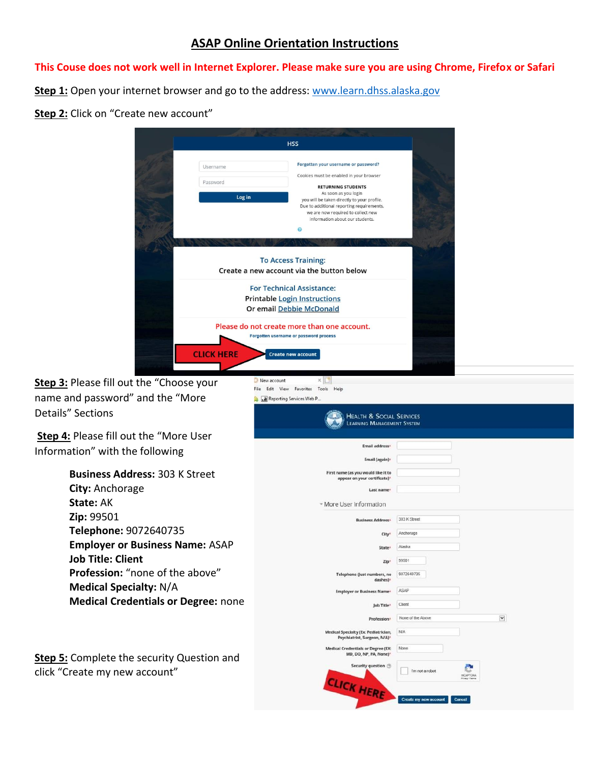# ASAP Online Orientation Instructions

**This Couse does not work well in Internet Explorer. Please make sure you are using Chrome, Firefox or Safari**

**Step 1:** Open your internet browser and go to the address: www.learn.dhss.alaska.gov

**Step 2:** Click on "Create new account"

**Step 3:** Please fill out the "Choose your name and password" and the "More Details" Sections

**Step 4:** Please fill out the "More User Information" with the following

**Business Address:** 303 K Street
**City:** Anchorage
**State:** AK
**Zip:** 99501
**Telephone:** 9072640735
**Employer or Business Name:** ASAP
**Job Title: Client**
**Profession:** "none of the above"
**Medical Specialty:** N/A
**Medical Credentials or Degree:** none

**Step 5:** Complete the security Question and click "Create my new account"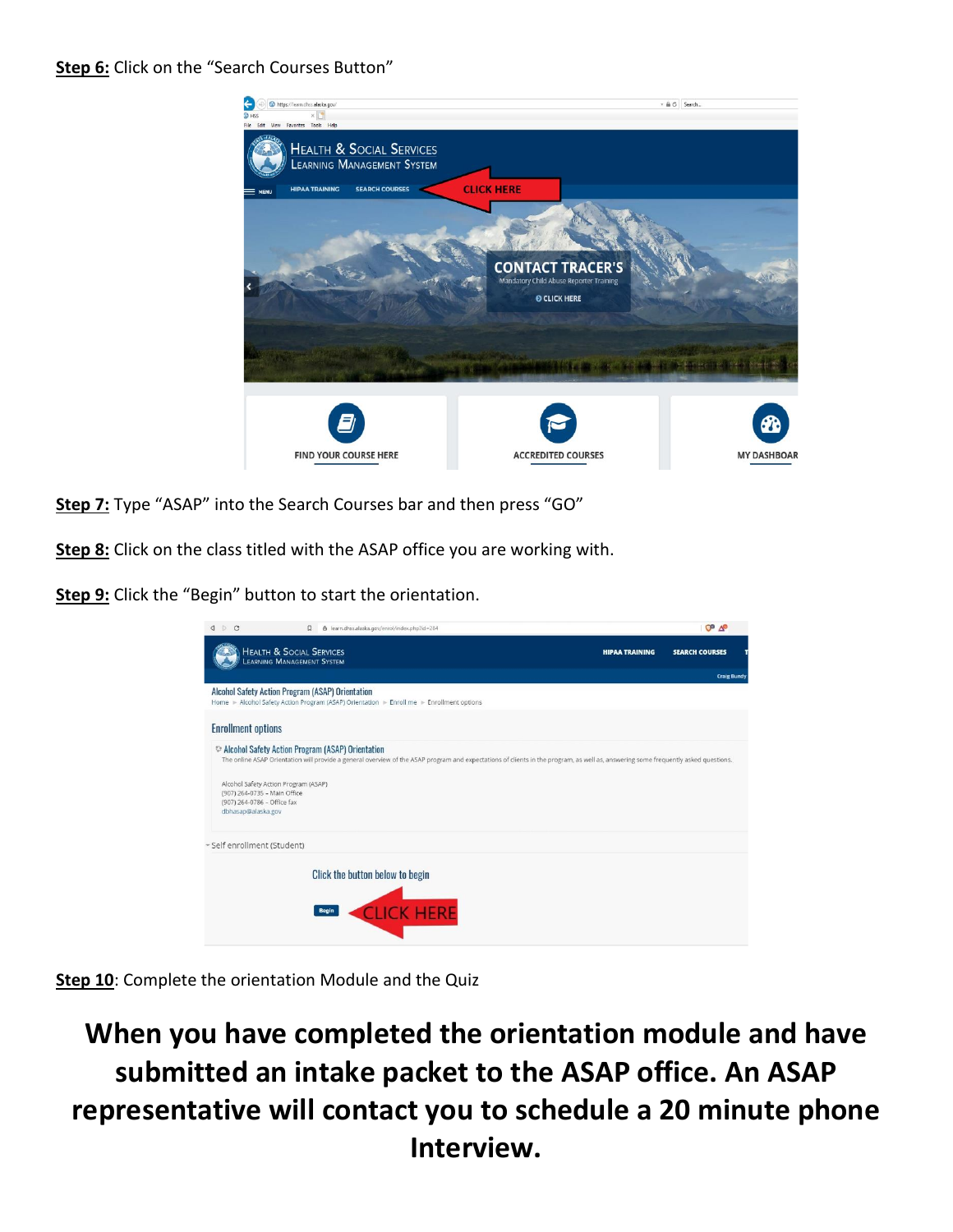**Step 6:** Click on the "Search Courses Button"

**Step 7:** Type "ASAP" into the Search Courses bar and then press "GO"

**Step 8:** Click on the class titled with the ASAP office you are working with.

**Step 9:** Click the "Begin" button to start the orientation.

**Step 10**: Complete the orientation Module and the Quiz

**When you have completed the orientation module and have submitted an intake packet to the ASAP office. An ASAP representative will contact you to schedule a 20 minute phone Interview.**